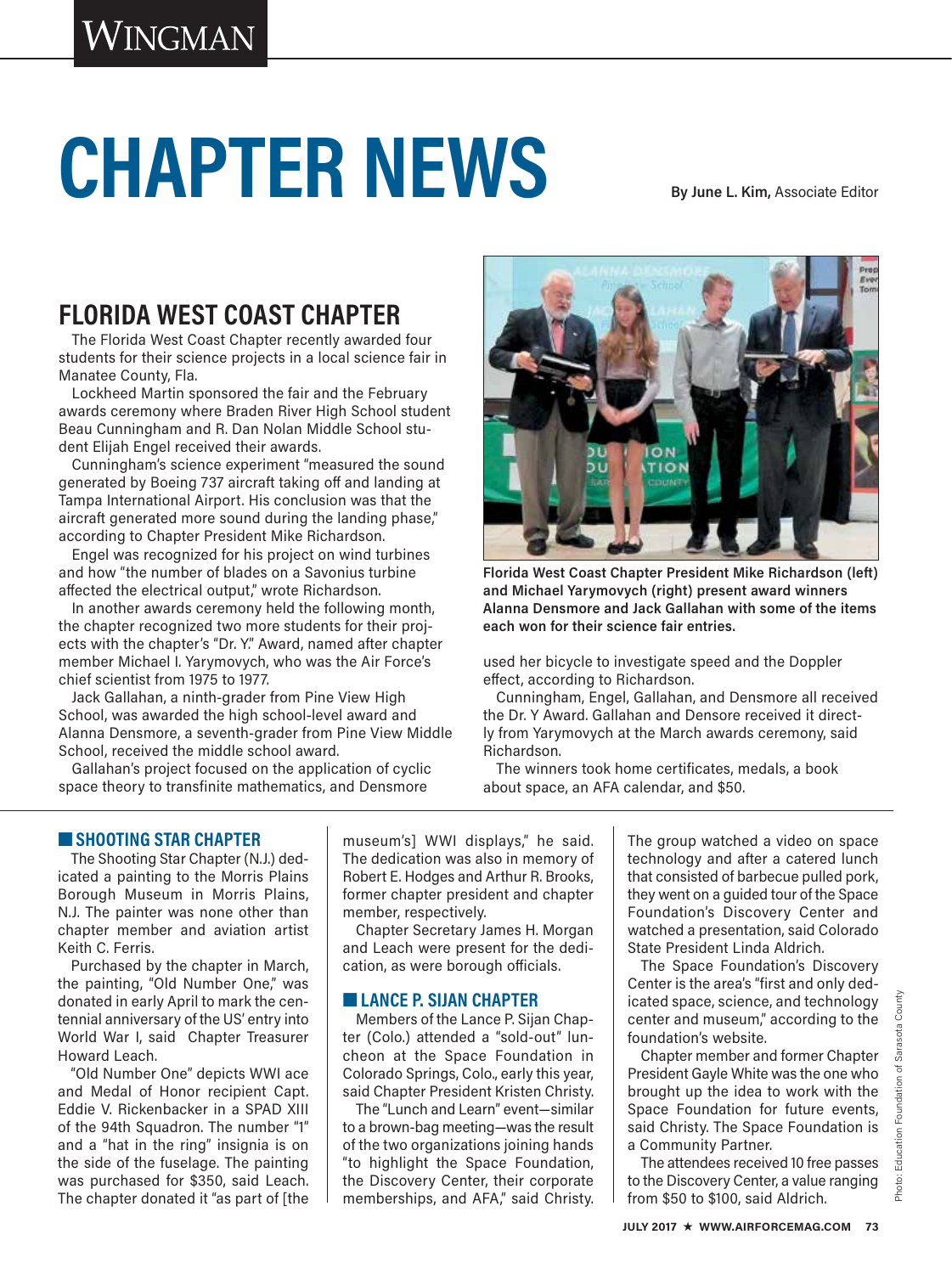# CHAPTER NEWS

By June L. Kim, Associate Editor

## FLORIDA WEST COAST CHAPTER

The Florida West Coast Chapter recently awarded four students for their science projects in a local science fair in Manatee County, Fla.

Lockheed Martin sponsored the fair and the February awards ceremony where Braden River High School student Beau Cunningham and R. Dan Nolan Middle School student Elijah Engel received their awards.

Cunningham's science experiment "measured the sound generated by Boeing 737 aircraft taking off and landing at Tampa International Airport. His conclusion was that the aircraft generated more sound during the landing phase," according to Chapter President Mike Richardson.

Engel was recognized for his project on wind turbines and how "the number of blades on a Savonius turbine affected the electrical output," wrote Richardson.

In another awards ceremony held the following month, the chapter recognized two more students for their projects with the chapter's "Dr. Y." Award, named after chapter member Michael I. Yarymovych, who was the Air Force's chief scientist from 1975 to 1977.

Jack Gallahan, a ninth-grader from Pine View High School, was awarded the high school-level award and Alanna Densmore, a seventh-grader from Pine View Middle School, received the middle school award.

Gallahan's project focused on the application of cyclic space theory to transfinite mathematics, and Densmore used her bicycle to investigate speed and the Doppler effect, according to Richardson.

Cunningham, Engel, Gallahan, and Densmore all received the Dr. Y Award. Gallahan and Densore received it directly from Yarymovych at the March awards ceremony, said Richardson.

The winners took home certificates, medals, a book about space, an AFA calendar, and $50.

**Florida West Coast Chapter President Mike Richardson (left) and Michael Yarymovych (right) present award winners Alanna Densmore and Jack Gallahan with some of the items each won for their science fair entries.**

Photo: Education Foundation of Sarasota County

### SHOOTING STAR CHAPTER

The Shooting Star Chapter (N.J.) dedicated a painting to the Morris Plains Borough Museum in Morris Plains, N.J. The painter was none other than chapter member and aviation artist Keith C. Ferris.

Purchased by the chapter in March, the painting, "Old Number One," was donated in early April to mark the centennial anniversary of the US' entry into World War I, said Chapter Treasurer Howard Leach.

"Old Number One" depicts WWI ace and Medal of Honor recipient Capt. Eddie V. Rickenbacker in a SPAD XIII of the 94th Squadron. The number "1" and a "hat in the ring" insignia is on the side of the fuselage. The painting was purchased for $350, said Leach. The chapter donated it "as part of [the museum's] WWI displays," he said. The dedication was also in memory of Robert E. Hodges and Arthur R. Brooks, former chapter president and chapter member, respectively.

Chapter Secretary James H. Morgan and Leach were present for the dedication, as were borough officials.

### LANCE P. SIJAN CHAPTER

Members of the Lance P. Sijan Chapter (Colo.) attended a "sold-out" luncheon at the Space Foundation in Colorado Springs, Colo., early this year, said Chapter President Kristen Christy.

The "Lunch and Learn" event—similar to a brown-bag meeting—was the result of the two organizations joining hands "to highlight the Space Foundation, the Discovery Center, their corporate memberships, and AFA," said Christy. The group watched a video on space technology and after a catered lunch that consisted of barbecue pulled pork, they went on a guided tour of the Space Foundation's Discovery Center and watched a presentation, said Colorado State President Linda Aldrich.

The Space Foundation's Discovery Center is the area's "first and only dedicated space, science, and technology center and museum," according to the foundation's website.

Chapter member and former Chapter President Gayle White was the one who brought up the idea to work with the Space Foundation for future events, said Christy. The Space Foundation is a Community Partner.

The attendees received 10 free passes to the Discovery Center, a value ranging from $50 to $100, said Aldrich.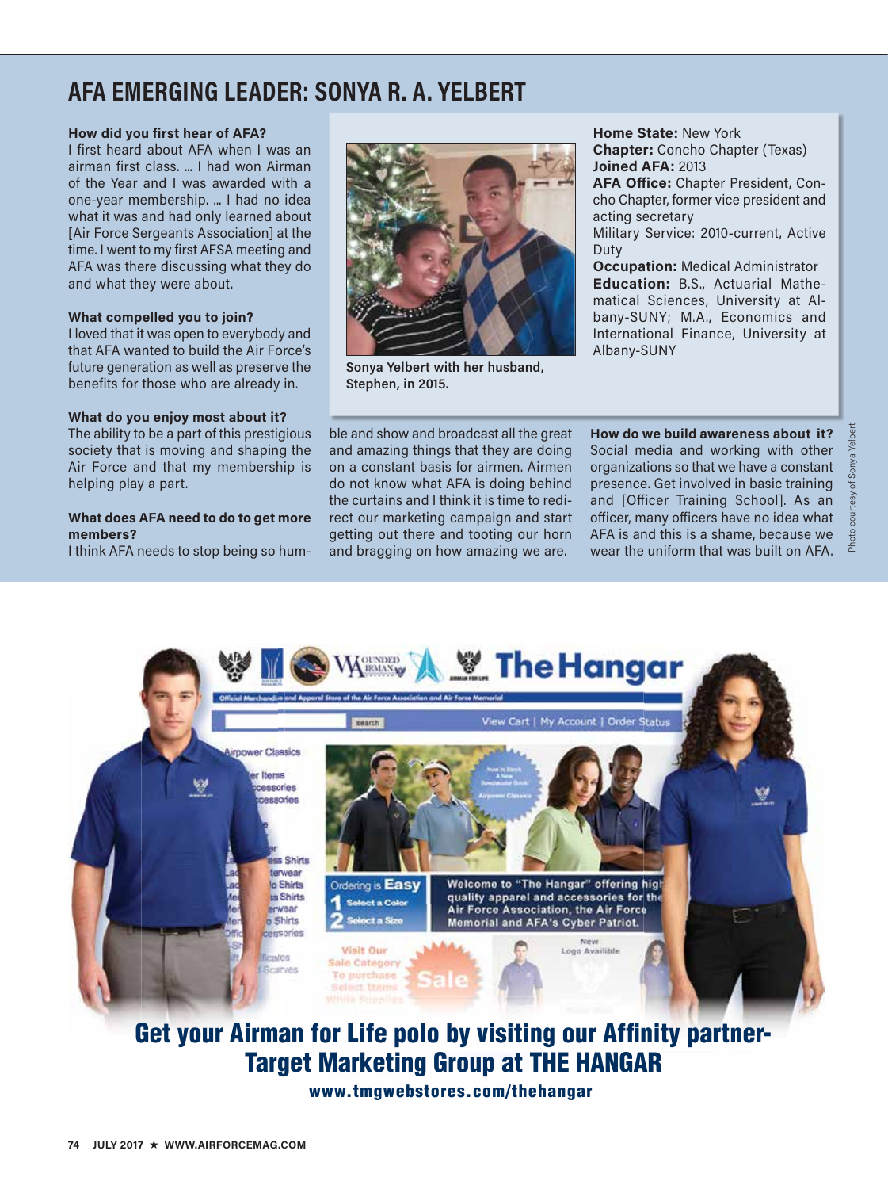# AFA EMERGING LEADER: SONYA R. A. YELBERT

**How did you first hear of AFA?**
I first heard about AFA when I was an airman first class. ... I had won Airman of the Year and I was awarded with a one-year membership. ... I had no idea what it was and had only learned about [Air Force Sergeants Association] at the time. I went to my first AFSA meeting and AFA was there discussing what they do and what they were about.

**What compelled you to join?**
I loved that it was open to everybody and that AFA wanted to build the Air Force's future generation as well as preserve the benefits for those who are already in.

**What do you enjoy most about it?**
The ability to be a part of this prestigious society that is moving and shaping the Air Force and that my membership is helping play a part.

**What does AFA need to do to get more members?**
I think AFA needs to stop being so humble and show and broadcast all the great and amazing things that they are doing on a constant basis for airmen. Airmen do not know what AFA is doing behind the curtains and I think it is time to redirect our marketing campaign and start getting out there and tooting our horn and bragging on how amazing we are.

**How do we build awareness about it?**
Social media and working with other organizations so that we have a constant presence. Get involved in basic training and [Officer Training School]. As an officer, many officers have no idea what AFA is and this is a shame, because we wear the uniform that was built on AFA.

Sonya Yelbert with her husband, Stephen, in 2015.

Photo courtesy of Sonya Yelbert

**Home State:** New York
**Chapter:** Concho Chapter (Texas)
**Joined AFA:** 2013
**AFA Office:** Chapter President, Concho Chapter, former vice president and acting secretary
Military Service: 2010-current, Active Duty
**Occupation:** Medical Administrator
**Education:** B.S., Actuarial Mathematical Sciences, University at Albany-SUNY; M.A., Economics and International Finance, University at Albany-SUNY

**Get your Airman for Life polo by visiting our Affinity partner-Target Marketing Group at THE HANGAR**

**www.tmgwebstores.com/thehangar**